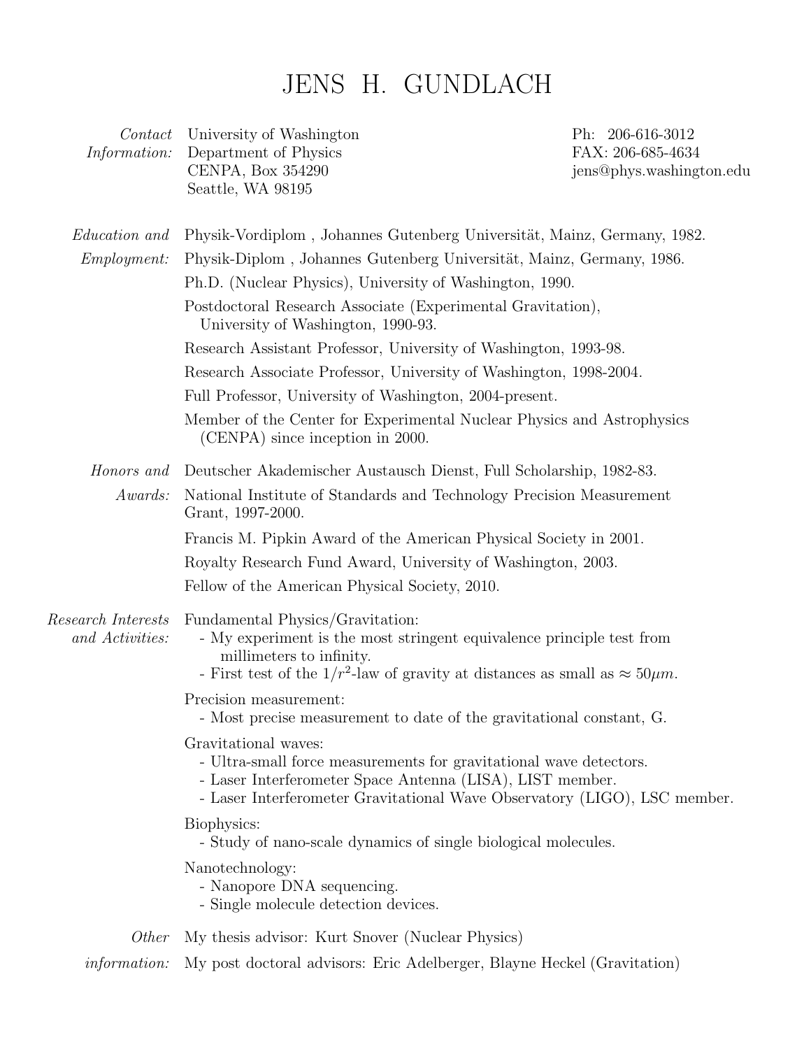# JENS H. GUNDLACH

*Contact Information:*

University of Washington
Department of Physics
CENPA, Box 354290
Seattle, WA 98195

Ph: 206-616-3012
FAX: 206-685-4634
jens@phys.washington.edu

*Education and Employment:*

Physik-Vordiplom , Johannes Gutenberg Universität, Mainz, Germany, 1982.

Physik-Diplom , Johannes Gutenberg Universität, Mainz, Germany, 1986.

Ph.D. (Nuclear Physics), University of Washington, 1990.

Postdoctoral Research Associate (Experimental Gravitation), University of Washington, 1990-93.

Research Assistant Professor, University of Washington, 1993-98.

Research Associate Professor, University of Washington, 1998-2004.

Full Professor, University of Washington, 2004-present.

Member of the Center for Experimental Nuclear Physics and Astrophysics (CENPA) since inception in 2000.

*Honors and Awards:*

Deutscher Akademischer Austausch Dienst, Full Scholarship, 1982-83.

National Institute of Standards and Technology Precision Measurement Grant, 1997-2000.

Francis M. Pipkin Award of the American Physical Society in 2001.

Royalty Research Fund Award, University of Washington, 2003.

Fellow of the American Physical Society, 2010.

*Research Interests and Activities:*

Fundamental Physics/Gravitation:
- My experiment is the most stringent equivalence principle test from millimeters to infinity.
- First test of the $1/r^2$-law of gravity at distances as small as $\approx 50\mu m$.

Precision measurement:
- Most precise measurement to date of the gravitational constant, G.

Gravitational waves:
- Ultra-small force measurements for gravitational wave detectors.
- Laser Interferometer Space Antenna (LISA), LIST member.
- Laser Interferometer Gravitational Wave Observatory (LIGO), LSC member.

Biophysics:
- Study of nano-scale dynamics of single biological molecules.

Nanotechnology:
- Nanopore DNA sequencing.
- Single molecule detection devices.

*Other information:*

My thesis advisor: Kurt Snover (Nuclear Physics)

My post doctoral advisors: Eric Adelberger, Blayne Heckel (Gravitation)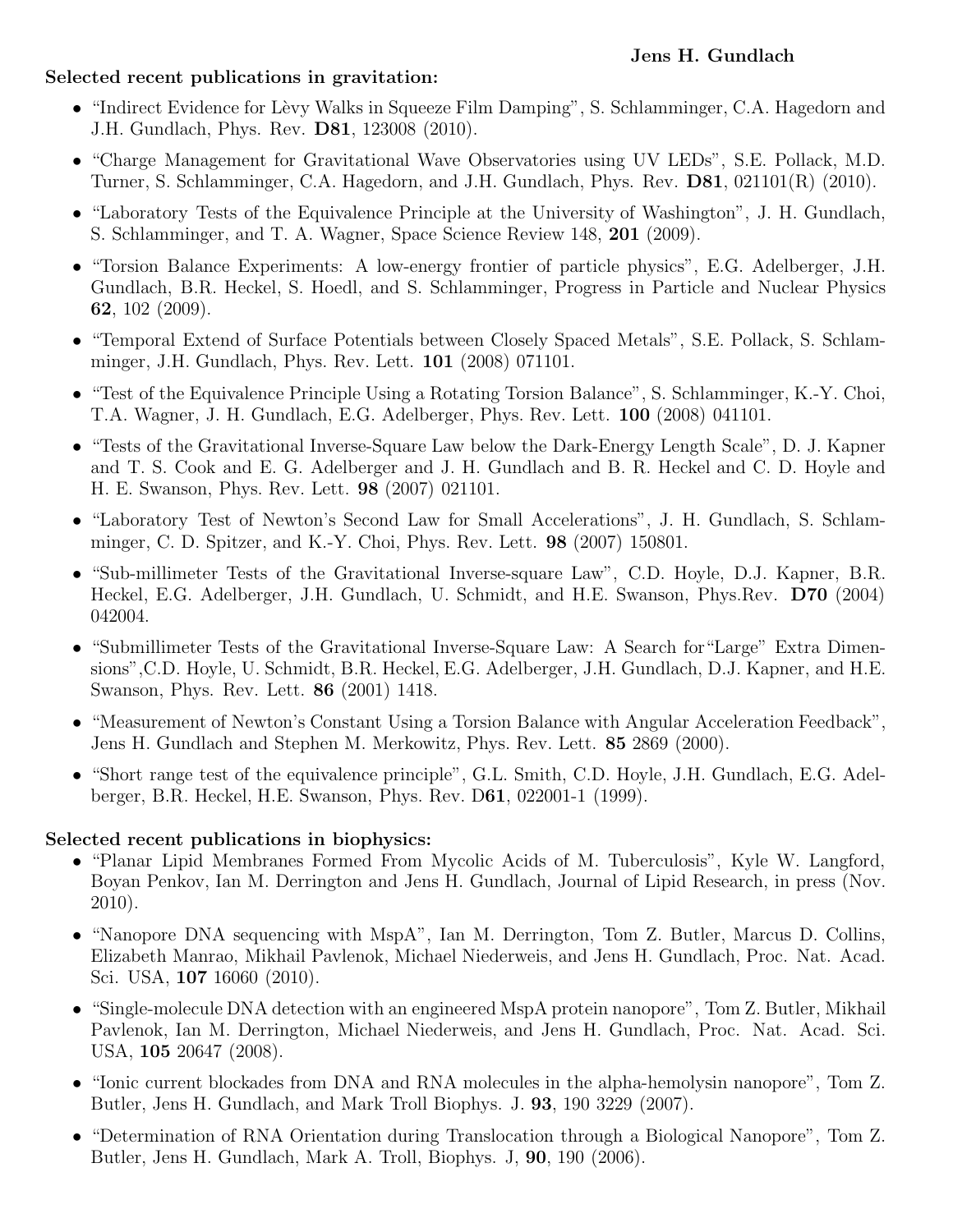**Selected recent publications in gravitation:**

- "Indirect Evidence for Lèvy Walks in Squeeze Film Damping", S. Schlamminger, C.A. Hagedorn and J.H. Gundlach, Phys. Rev. **D81**, 123008 (2010).
- "Charge Management for Gravitational Wave Observatories using UV LEDs", S.E. Pollack, M.D. Turner, S. Schlamminger, C.A. Hagedorn, and J.H. Gundlach, Phys. Rev. **D81**, 021101(R) (2010).
- "Laboratory Tests of the Equivalence Principle at the University of Washington", J. H. Gundlach, S. Schlamminger, and T. A. Wagner, Space Science Review 148, **201** (2009).
- "Torsion Balance Experiments: A low-energy frontier of particle physics", E.G. Adelberger, J.H. Gundlach, B.R. Heckel, S. Hoedl, and S. Schlamminger, Progress in Particle and Nuclear Physics **62**, 102 (2009).
- "Temporal Extend of Surface Potentials between Closely Spaced Metals", S.E. Pollack, S. Schlamminger, J.H. Gundlach, Phys. Rev. Lett. **101** (2008) 071101.
- "Test of the Equivalence Principle Using a Rotating Torsion Balance", S. Schlamminger, K.-Y. Choi, T.A. Wagner, J. H. Gundlach, E.G. Adelberger, Phys. Rev. Lett. **100** (2008) 041101.
- "Tests of the Gravitational Inverse-Square Law below the Dark-Energy Length Scale", D. J. Kapner and T. S. Cook and E. G. Adelberger and J. H. Gundlach and B. R. Heckel and C. D. Hoyle and H. E. Swanson, Phys. Rev. Lett. **98** (2007) 021101.
- "Laboratory Test of Newton's Second Law for Small Accelerations", J. H. Gundlach, S. Schlamminger, C. D. Spitzer, and K.-Y. Choi, Phys. Rev. Lett. **98** (2007) 150801.
- "Sub-millimeter Tests of the Gravitational Inverse-square Law", C.D. Hoyle, D.J. Kapner, B.R. Heckel, E.G. Adelberger, J.H. Gundlach, U. Schmidt, and H.E. Swanson, Phys.Rev. **D70** (2004) 042004.
- "Submillimeter Tests of the Gravitational Inverse-Square Law: A Search for"Large" Extra Dimensions",C.D. Hoyle, U. Schmidt, B.R. Heckel, E.G. Adelberger, J.H. Gundlach, D.J. Kapner, and H.E. Swanson, Phys. Rev. Lett. **86** (2001) 1418.
- "Measurement of Newton's Constant Using a Torsion Balance with Angular Acceleration Feedback", Jens H. Gundlach and Stephen M. Merkowitz, Phys. Rev. Lett. **85** 2869 (2000).
- "Short range test of the equivalence principle", G.L. Smith, C.D. Hoyle, J.H. Gundlach, E.G. Adelberger, B.R. Heckel, H.E. Swanson, Phys. Rev. D**61**, 022001-1 (1999).

**Selected recent publications in biophysics:**

- "Planar Lipid Membranes Formed From Mycolic Acids of M. Tuberculosis", Kyle W. Langford, Boyan Penkov, Ian M. Derrington and Jens H. Gundlach, Journal of Lipid Research, in press (Nov. 2010).
- "Nanopore DNA sequencing with MspA", Ian M. Derrington, Tom Z. Butler, Marcus D. Collins, Elizabeth Manrao, Mikhail Pavlenok, Michael Niederweis, and Jens H. Gundlach, Proc. Nat. Acad. Sci. USA, **107** 16060 (2010).
- "Single-molecule DNA detection with an engineered MspA protein nanopore", Tom Z. Butler, Mikhail Pavlenok, Ian M. Derrington, Michael Niederweis, and Jens H. Gundlach, Proc. Nat. Acad. Sci. USA, **105** 20647 (2008).
- "Ionic current blockades from DNA and RNA molecules in the alpha-hemolysin nanopore", Tom Z. Butler, Jens H. Gundlach, and Mark Troll Biophys. J. **93**, 190 3229 (2007).
- "Determination of RNA Orientation during Translocation through a Biological Nanopore", Tom Z. Butler, Jens H. Gundlach, Mark A. Troll, Biophys. J, **90**, 190 (2006).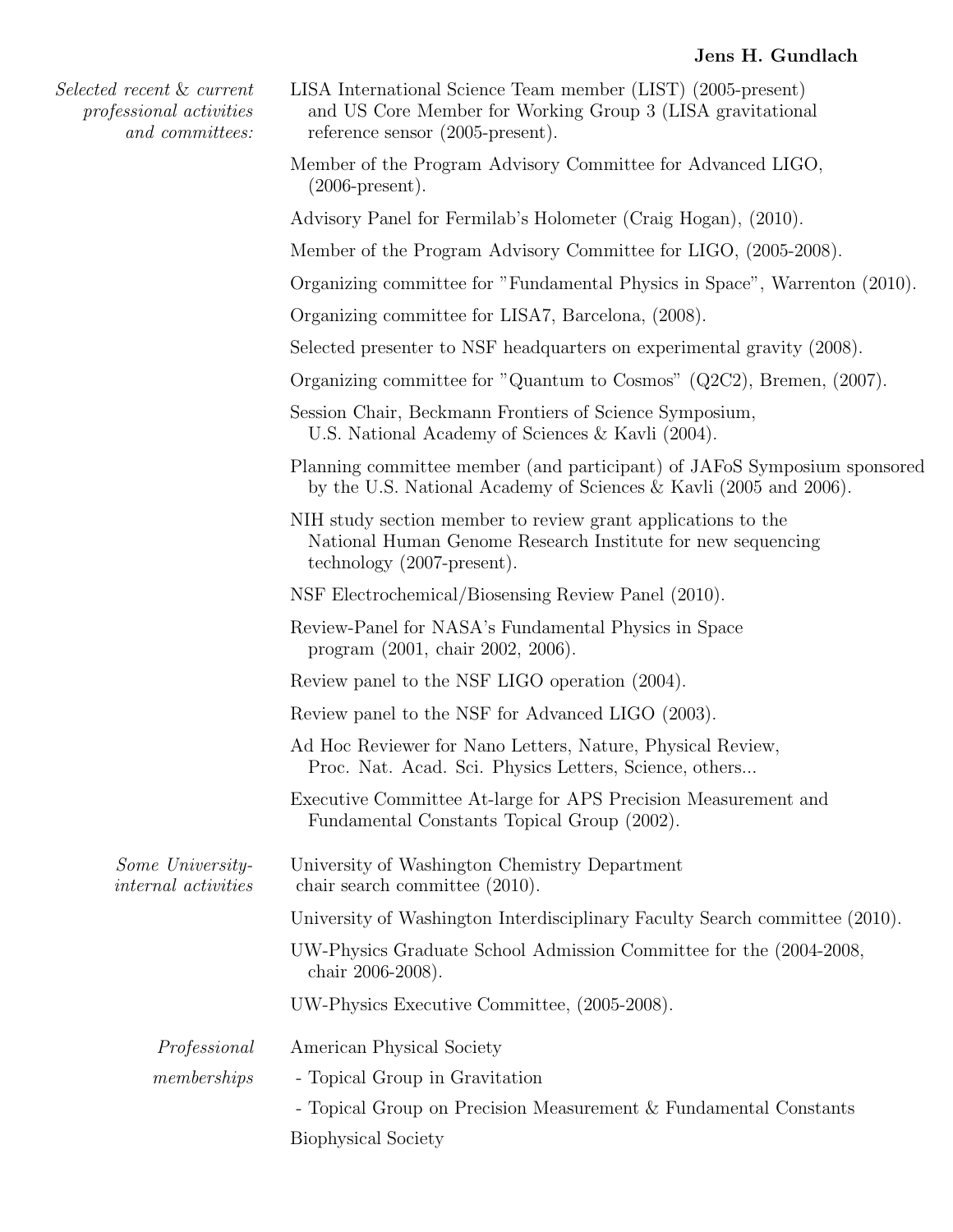*Selected recent & current professional activities and committees:*

LISA International Science Team member (LIST) (2005-present) and US Core Member for Working Group 3 (LISA gravitational reference sensor (2005-present).

Member of the Program Advisory Committee for Advanced LIGO, (2006-present).

Advisory Panel for Fermilab's Holometer (Craig Hogan), (2010).

Member of the Program Advisory Committee for LIGO, (2005-2008).

Organizing committee for "Fundamental Physics in Space", Warrenton (2010).

Organizing committee for LISA7, Barcelona, (2008).

Selected presenter to NSF headquarters on experimental gravity (2008).

Organizing committee for "Quantum to Cosmos" (Q2C2), Bremen, (2007).

Session Chair, Beckmann Frontiers of Science Symposium, U.S. National Academy of Sciences & Kavli (2004).

Planning committee member (and participant) of JAFoS Symposium sponsored by the U.S. National Academy of Sciences & Kavli (2005 and 2006).

NIH study section member to review grant applications to the National Human Genome Research Institute for new sequencing technology (2007-present).

NSF Electrochemical/Biosensing Review Panel (2010).

Review-Panel for NASA's Fundamental Physics in Space program (2001, chair 2002, 2006).

Review panel to the NSF LIGO operation (2004).

Review panel to the NSF for Advanced LIGO (2003).

Ad Hoc Reviewer for Nano Letters, Nature, Physical Review, Proc. Nat. Acad. Sci. Physics Letters, Science, others...

Executive Committee At-large for APS Precision Measurement and Fundamental Constants Topical Group (2002).

*Some University-internal activities*

University of Washington Chemistry Department chair search committee (2010).

University of Washington Interdisciplinary Faculty Search committee (2010).

UW-Physics Graduate School Admission Committee for the (2004-2008, chair 2006-2008).

UW-Physics Executive Committee, (2005-2008).

*Professional memberships*

American Physical Society

- Topical Group in Gravitation
- Topical Group on Precision Measurement & Fundamental Constants

Biophysical Society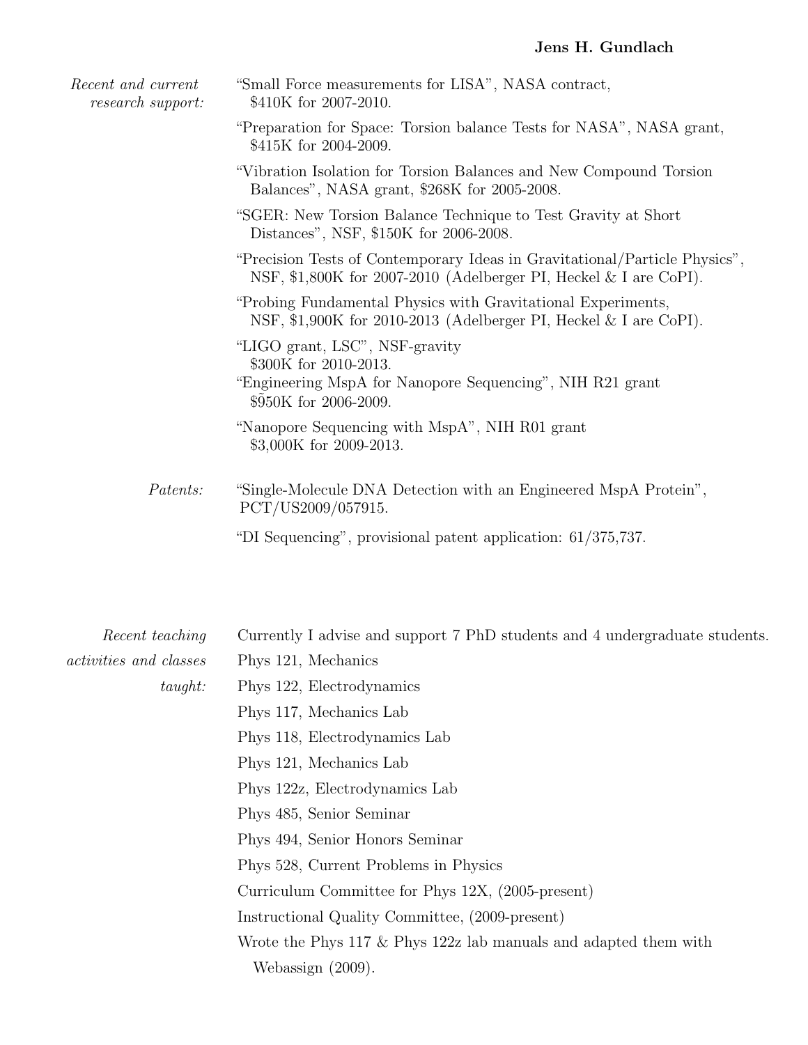*Recent and current research support:*

"Small Force measurements for LISA", NASA contract, $410K for 2007-2010.

"Preparation for Space: Torsion balance Tests for NASA", NASA grant, $415K for 2004-2009.

"Vibration Isolation for Torsion Balances and New Compound Torsion Balances", NASA grant, $268K for 2005-2008.

"SGER: New Torsion Balance Technique to Test Gravity at Short Distances", NSF, $150K for 2006-2008.

"Precision Tests of Contemporary Ideas in Gravitational/Particle Physics", NSF, $1,800K for 2007-2010 (Adelberger PI, Heckel & I are CoPI).

"Probing Fundamental Physics with Gravitational Experiments, NSF, $1,900K for 2010-2013 (Adelberger PI, Heckel & I are CoPI).

"LIGO grant, LSC", NSF-gravity $300K for 2010-2013.

"Engineering MspA for Nanopore Sequencing", NIH R21 grant $\tilde{9}$50K for 2006-2009.

"Nanopore Sequencing with MspA", NIH R01 grant $3,000K for 2009-2013.

*Patents:*

"Single-Molecule DNA Detection with an Engineered MspA Protein", PCT/US2009/057915.

"DI Sequencing", provisional patent application: 61/375,737.

*Recent teaching activities and classes taught:*

Currently I advise and support 7 PhD students and 4 undergraduate students.

Phys 121, Mechanics

Phys 122, Electrodynamics

Phys 117, Mechanics Lab

Phys 118, Electrodynamics Lab

Phys 121, Mechanics Lab

Phys 122z, Electrodynamics Lab

Phys 485, Senior Seminar

Phys 494, Senior Honors Seminar

Phys 528, Current Problems in Physics

Curriculum Committee for Phys 12X, (2005-present)

Instructional Quality Committee, (2009-present)

Wrote the Phys 117 & Phys 122z lab manuals and adapted them with Webassign (2009).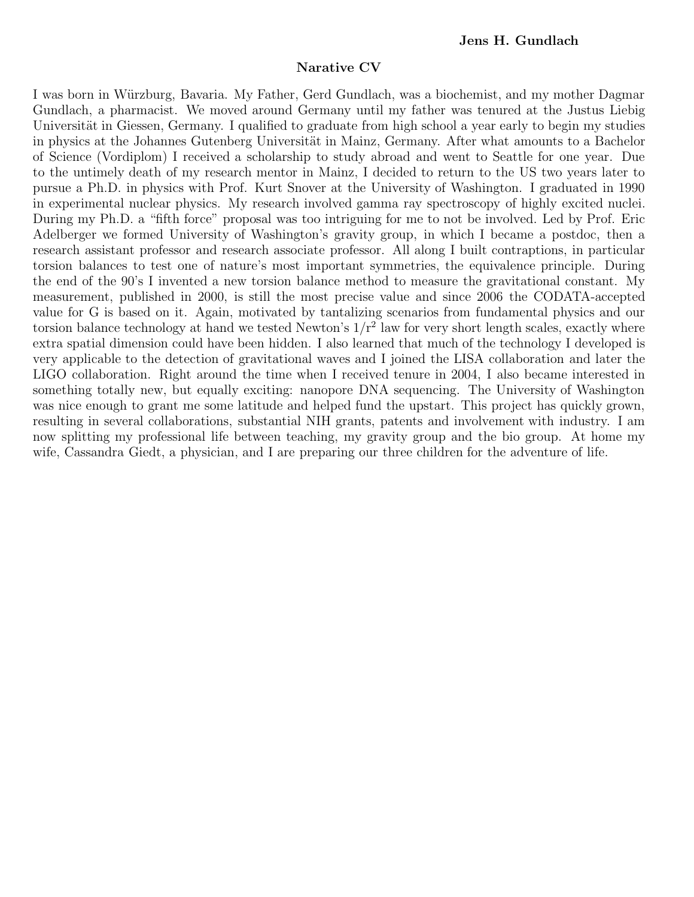**Jens H. Gundlach**

## Narative CV

I was born in Würzburg, Bavaria. My Father, Gerd Gundlach, was a biochemist, and my mother Dagmar Gundlach, a pharmacist. We moved around Germany until my father was tenured at the Justus Liebig Universität in Giessen, Germany. I qualified to graduate from high school a year early to begin my studies in physics at the Johannes Gutenberg Universität in Mainz, Germany. After what amounts to a Bachelor of Science (Vordiplom) I received a scholarship to study abroad and went to Seattle for one year. Due to the untimely death of my research mentor in Mainz, I decided to return to the US two years later to pursue a Ph.D. in physics with Prof. Kurt Snover at the University of Washington. I graduated in 1990 in experimental nuclear physics. My research involved gamma ray spectroscopy of highly excited nuclei. During my Ph.D. a "fifth force" proposal was too intriguing for me to not be involved. Led by Prof. Eric Adelberger we formed University of Washington's gravity group, in which I became a postdoc, then a research assistant professor and research associate professor. All along I built contraptions, in particular torsion balances to test one of nature's most important symmetries, the equivalence principle. During the end of the 90's I invented a new torsion balance method to measure the gravitational constant. My measurement, published in 2000, is still the most precise value and since 2006 the CODATA-accepted value for G is based on it. Again, motivated by tantalizing scenarios from fundamental physics and our torsion balance technology at hand we tested Newton's $1/r^2$ law for very short length scales, exactly where extra spatial dimension could have been hidden. I also learned that much of the technology I developed is very applicable to the detection of gravitational waves and I joined the LISA collaboration and later the LIGO collaboration. Right around the time when I received tenure in 2004, I also became interested in something totally new, but equally exciting: nanopore DNA sequencing. The University of Washington was nice enough to grant me some latitude and helped fund the upstart. This project has quickly grown, resulting in several collaborations, substantial NIH grants, patents and involvement with industry. I am now splitting my professional life between teaching, my gravity group and the bio group. At home my wife, Cassandra Giedt, a physician, and I are preparing our three children for the adventure of life.